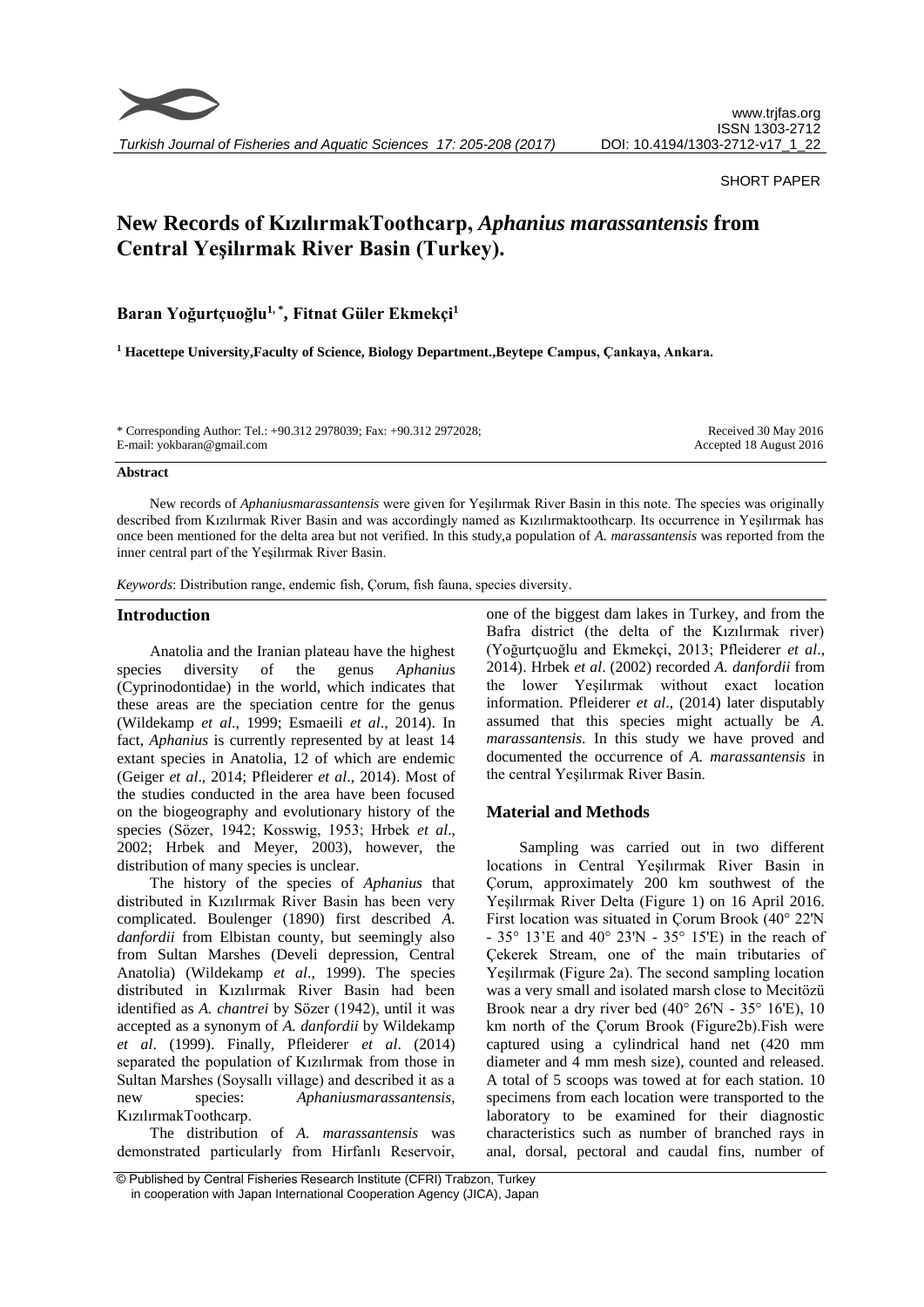SHORT PAPER

# New Records of KızılırmakToothcarp, *Aphanius marassantensis* from Central Yeşilırmak River Basin (Turkey).

**Baran Yoğurtçuoğlu[1,*], Fitnat Güler Ekmekçi[1]**

[1] **Hacettepe University,Faculty of Science, Biology Department.,Beytepe Campus, Çankaya, Ankara.**

\* Corresponding Author: Tel.: +90.312 2978039; Fax: +90.312 2972028;
E-mail: yokbaran@gmail.com

Received 30 May 2016
Accepted 18 August 2016

### Abstract

New records of *Aphaniusmarassantensis* were given for Yeşilırmak River Basin in this note. The species was originally described from Kızılırmak River Basin and was accordingly named as Kızılırmaktoothcarp. Its occurrence in Yeşilırmak has once been mentioned for the delta area but not verified. In this study,a population of *A. marassantensis* was reported from the inner central part of the Yeşilırmak River Basin.

*Keywords*: Distribution range, endemic fish, Çorum, fish fauna, species diversity.

## Introduction

Anatolia and the Iranian plateau have the highest species diversity of the genus *Aphanius* (Cyprinodontidae) in the world, which indicates that these areas are the speciation centre for the genus (Wildekamp *et al*., 1999; Esmaeili *et al*., 2014). In fact, *Aphanius* is currently represented by at least 14 extant species in Anatolia, 12 of which are endemic (Geiger *et al*., 2014; Pfleiderer *et al*., 2014). Most of the studies conducted in the area have been focused on the biogeography and evolutionary history of the species (Sözer, 1942; Kosswig, 1953; Hrbek *et al.,* 2002; Hrbek and Meyer, 2003), however, the distribution of many species is unclear.

The history of the species of *Aphanius* that distributed in Kızılırmak River Basin has been very complicated. Boulenger (1890) first described *A. danfordii* from Elbistan county, but seemingly also from Sultan Marshes (Develi depression, Central Anatolia) (Wildekamp *et al.,* 1999). The species distributed in Kızılırmak River Basin had been identified as *A. chantrei* by Sözer (1942), until it was accepted as a synonym of *A. danfordii* by Wildekamp *et al*. (1999). Finally, Pfleiderer *et al*. (2014) separated the population of Kızılırmak from those in Sultan Marshes (Soysallı village) and described it as a new species: *Aphaniusmarassantensis*, KızılırmakToothcarp.

The distribution of *A. marassantensis* was demonstrated particularly from Hirfanlı Reservoir, one of the biggest dam lakes in Turkey, and from the Bafra district (the delta of the Kızılırmak river) (Yoğurtçuoğlu and Ekmekçi, 2013; Pfleiderer *et al*., 2014). Hrbek *et al*. (2002) recorded *A. danfordii* from the lower Yeşilırmak without exact location information. Pfleiderer *et al*., (2014) later disputably assumed that this species might actually be *A. marassantensis*. In this study we have proved and documented the occurrence of *A. marassantensis* in the central Yeşilırmak River Basin.

## Material and Methods

Sampling was carried out in two different locations in Central Yeşilırmak River Basin in Çorum, approximately 200 km southwest of the Yeşilırmak River Delta (Figure 1) on 16 April 2016. First location was situated in Çorum Brook (40° 22'N - 35° 13'E and 40° 23'N - 35° 15'E) in the reach of Çekerek Stream, one of the main tributaries of Yeşilırmak (Figure 2a). The second sampling location was a very small and isolated marsh close to Mecitözü Brook near a dry river bed (40° 26'N - 35° 16'E), 10 km north of the Çorum Brook (Figure2b).Fish were captured using a cylindrical hand net (420 mm diameter and 4 mm mesh size), counted and released. A total of 5 scoops was towed at for each station. 10 specimens from each location were transported to the laboratory to be examined for their diagnostic characteristics such as number of branched rays in anal, dorsal, pectoral and caudal fins, number of

© Published by Central Fisheries Research Institute (CFRI) Trabzon, Turkey in cooperation with Japan International Cooperation Agency (JICA), Japan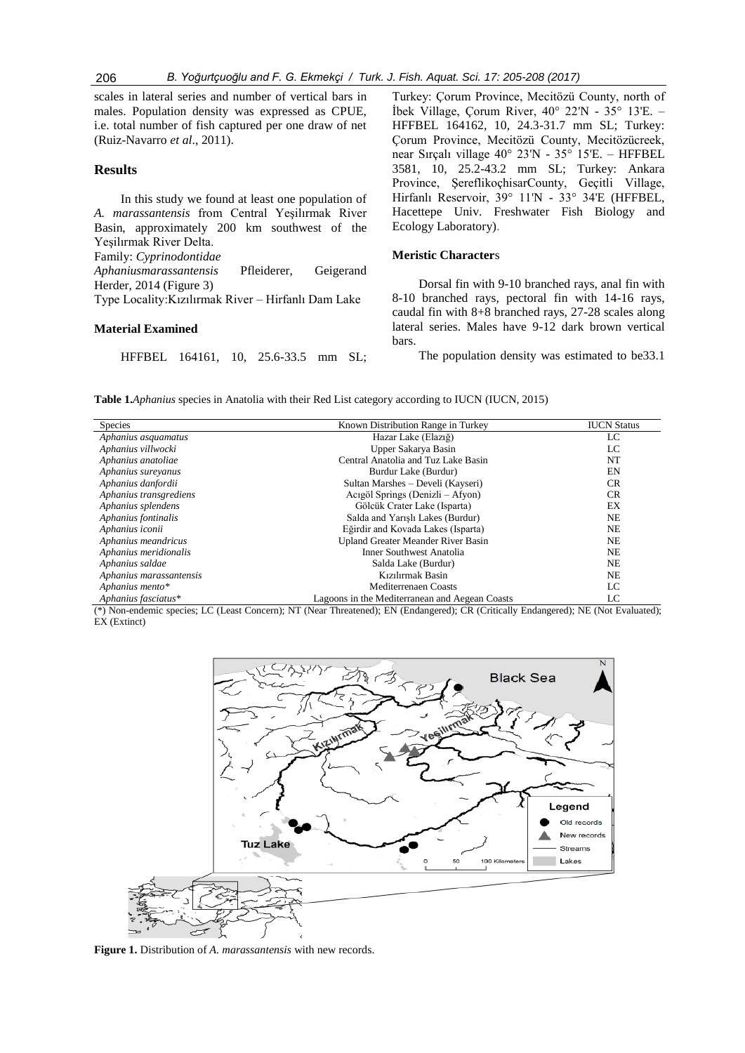scales in lateral series and number of vertical bars in males. Population density was expressed as CPUE, i.e. total number of fish captured per one draw of net (Ruiz-Navarro *et al*., 2011).

## Results

In this study we found at least one population of *A. marassantensis* from Central Yeşilırmak River Basin, approximately 200 km southwest of the Yeşilırmak River Delta.

Family: *Cyprinodontidae*

*Aphaniusmarassantensis* Pfleiderer, Geigerand Herder, 2014 (Figure 3)

Type Locality:Kızılırmak River – Hirfanlı Dam Lake

### Material Examined

HFFBEL 164161, 10, 25.6-33.5 mm SL; Turkey: Çorum Province, Mecitözü County, north of İbek Village, Çorum River, 40° 22'N - 35° 13'E. – HFFBEL 164162, 10, 24.3-31.7 mm SL; Turkey: Çorum Province, Mecitözü County, Mecitözücreek, near Sırçalı village 40° 23'N - 35° 15'E. – HFFBEL 3581, 10, 25.2-43.2 mm SL; Turkey: Ankara Province, ŞereflikoçhisarCounty, Geçitli Village, Hirfanlı Reservoir, 39° 11'N - 33° 34'E (HFFBEL, Hacettepe Univ. Freshwater Fish Biology and Ecology Laboratory).

### Meristic Characters

Dorsal fin with 9-10 branched rays, anal fin with 8-10 branched rays, pectoral fin with 14-16 rays, caudal fin with 8+8 branched rays, 27-28 scales along lateral series. Males have 9-12 dark brown vertical bars.

The population density was estimated to be33.1

**Table 1.***Aphanius* species in Anatolia with their Red List category according to IUCN (IUCN, 2015)

| Species | Known Distribution Range in Turkey | IUCN Status |
|---|---|---|
| *Aphanius asquamatus* | Hazar Lake (Elazığ) | LC |
| *Aphanius villwocki* | Upper Sakarya Basin | LC |
| *Aphanius anatoliae* | Central Anatolia and Tuz Lake Basin | NT |
| *Aphanius sureyanus* | Burdur Lake (Burdur) | EN |
| *Aphanius danfordii* | Sultan Marshes – Develi (Kayseri) | CR |
| *Aphanius transgrediens* | Acıgöl Springs (Denizli – Afyon) | CR |
| *Aphanius splendens* | Gölcük Crater Lake (Isparta) | EX |
| *Aphanius fontinalis* | Salda and Yarışlı Lakes (Burdur) | NE |
| *Aphanius iconii* | Eğirdir and Kovada Lakes (Isparta) | NE |
| *Aphanius meandricus* | Upland Greater Meander River Basin | NE |
| *Aphanius meridionalis* | Inner Southwest Anatolia | NE |
| *Aphanius saldae* | Salda Lake (Burdur) | NE |
| *Aphanius marassantensis* | Kızılırmak Basin | NE |
| *Aphanius mento** | Mediterrenaen Coasts | LC |
| *Aphanius fasciatus** | Lagoons in the Mediterranean and Aegean Coasts | LC |

(*) Non-endemic species; LC (Least Concern); NT (Near Threatened); EN (Endangered); CR (Critically Endangered); NE (Not Evaluated); EX (Extinct)

**Figure 1.** Distribution of *A. marassantensis* with new records.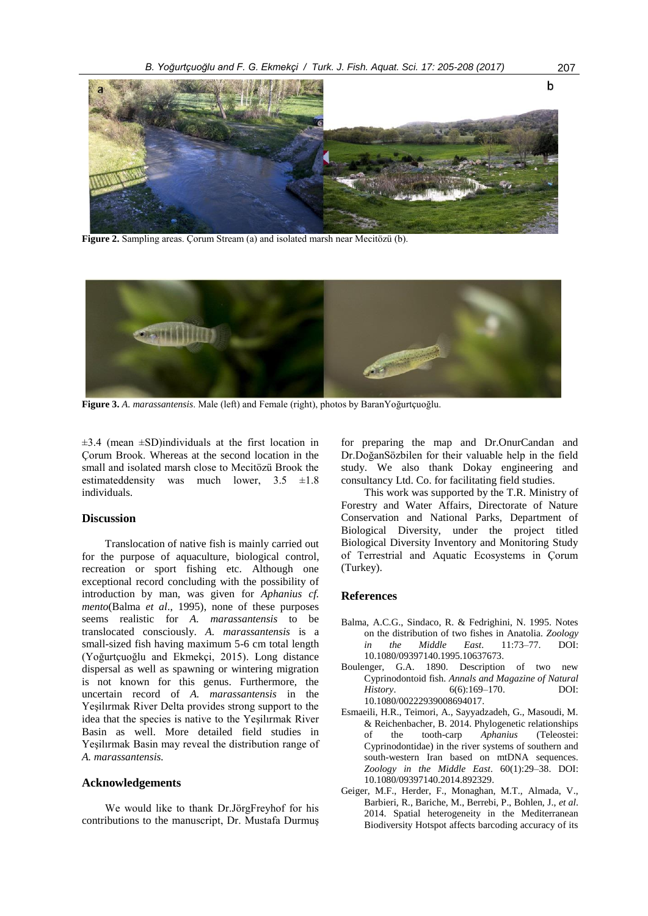**Figure 2.** Sampling areas. Çorum Stream (a) and isolated marsh near Mecitözü (b).

**Figure 3.** *A. marassantensis*. Male (left) and Female (right), photos by BaranYoğurtçuoğlu.

±3.4 (mean ±SD)individuals at the first location in Çorum Brook. Whereas at the second location in the small and isolated marsh close to Mecitözü Brook the estimateddensity was much lower, 3.5 ±1.8 individuals.

## Discussion

Translocation of native fish is mainly carried out for the purpose of aquaculture, biological control, recreation or sport fishing etc. Although one exceptional record concluding with the possibility of introduction by man, was given for *Aphanius cf. mento*(Balma *et al*., 1995), none of these purposes seems realistic for *A. marassantensis* to be translocated consciously. *A. marassantensis* is a small-sized fish having maximum 5-6 cm total length (Yoğurtçuoğlu and Ekmekçi, 2015). Long distance dispersal as well as spawning or wintering migration is not known for this genus. Furthermore, the uncertain record of *A. marassantensis* in the Yeşilırmak River Delta provides strong support to the idea that the species is native to the Yeşilırmak River Basin as well. More detailed field studies in Yeşilırmak Basin may reveal the distribution range of *A. marassantensis.*

## Acknowledgements

We would like to thank Dr.JörgFreyhof for his contributions to the manuscript, Dr. Mustafa Durmuş for preparing the map and Dr.OnurCandan and Dr.DoğanSözbilen for their valuable help in the field study. We also thank Dokay engineering and consultancy Ltd. Co. for facilitating field studies.

This work was supported by the T.R. Ministry of Forestry and Water Affairs, Directorate of Nature Conservation and National Parks, Department of Biological Diversity, under the project titled Biological Diversity Inventory and Monitoring Study of Terrestrial and Aquatic Ecosystems in Çorum (Turkey).

## References

Balma, A.C.G., Sindaco, R. & Fedrighini, N. 1995. Notes on the distribution of two fishes in Anatolia. *Zoology in the Middle East*. 11:73–77. DOI: 10.1080/09397140.1995.10637673.

Boulenger, G.A. 1890. Description of two new Cyprinodontoid fish. *Annals and Magazine of Natural History*. 6(6):169–170. DOI: 10.1080/00222939008694017.

Esmaeili, H.R., Teimori, A., Sayyadzadeh, G., Masoudi, M. & Reichenbacher, B. 2014. Phylogenetic relationships of the tooth-carp *Aphanius* (Teleostei: Cyprinodontidae) in the river systems of southern and south-western Iran based on mtDNA sequences. *Zoology in the Middle East*. 60(1):29–38. DOI: 10.1080/09397140.2014.892329.

Geiger, M.F., Herder, F., Monaghan, M.T., Almada, V., Barbieri, R., Bariche, M., Berrebi, P., Bohlen, J., *et al*. 2014. Spatial heterogeneity in the Mediterranean Biodiversity Hotspot affects barcoding accuracy of its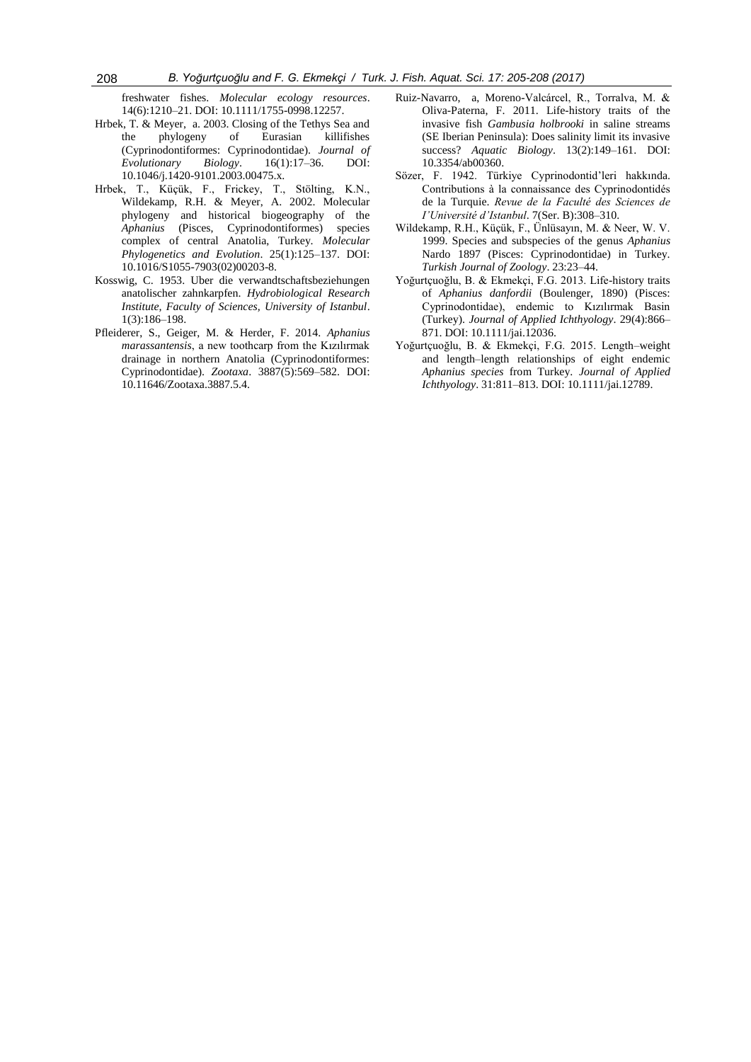freshwater fishes. *Molecular ecology resources*. 14(6):1210–21. DOI: 10.1111/1755-0998.12257.

Hrbek, T. & Meyer, a. 2003. Closing of the Tethys Sea and the phylogeny of Eurasian killifishes (Cyprinodontiformes: Cyprinodontidae). *Journal of Evolutionary Biology*. 16(1):17–36. DOI: 10.1046/j.1420-9101.2003.00475.x.

Hrbek, T., Küçük, F., Frickey, T., Stölting, K.N., Wildekamp, R.H. & Meyer, A. 2002. Molecular phylogeny and historical biogeography of the *Aphanius* (Pisces, Cyprinodontiformes) species complex of central Anatolia, Turkey. *Molecular Phylogenetics and Evolution*. 25(1):125–137. DOI: 10.1016/S1055-7903(02)00203-8.

Kosswig, C. 1953. Uber die verwandtschaftsbeziehungen anatolischer zahnkarpfen. *Hydrobiological Research Institute, Faculty of Sciences, University of Istanbul*. 1(3):186–198.

Pfleiderer, S., Geiger, M. & Herder, F. 2014. *Aphanius marassantensis*, a new toothcarp from the Kızılırmak drainage in northern Anatolia (Cyprinodontiformes: Cyprinodontidae). *Zootaxa*. 3887(5):569–582. DOI: 10.11646/Zootaxa.3887.5.4.

Ruiz-Navarro, a, Moreno-Valcárcel, R., Torralva, M. & Oliva-Paterna, F. 2011. Life-history traits of the invasive fish *Gambusia holbrooki* in saline streams (SE Iberian Peninsula): Does salinity limit its invasive success? *Aquatic Biology*. 13(2):149–161. DOI: 10.3354/ab00360.

Sözer, F. 1942. Türkiye Cyprinodontid'leri hakkında. Contributions à la connaissance des Cyprinodontidés de la Turquie. *Revue de la Faculté des Sciences de I'Université d'Istanbul*. 7(Ser. B):308–310.

Wildekamp, R.H., Küçük, F., Ünlüsayın, M. & Neer, W. V. 1999. Species and subspecies of the genus *Aphanius* Nardo 1897 (Pisces: Cyprinodontidae) in Turkey. *Turkish Journal of Zoology*. 23:23–44.

Yoğurtçuoğlu, B. & Ekmekçi, F.G. 2013. Life-history traits of *Aphanius danfordii* (Boulenger, 1890) (Pisces: Cyprinodontidae), endemic to Kızılırmak Basin (Turkey). *Journal of Applied Ichthyology*. 29(4):866–871. DOI: 10.1111/jai.12036.

Yoğurtçuoğlu, B. & Ekmekçi, F.G. 2015. Length–weight and length–length relationships of eight endemic *Aphanius species* from Turkey. *Journal of Applied Ichthyology*. 31:811–813. DOI: 10.1111/jai.12789.